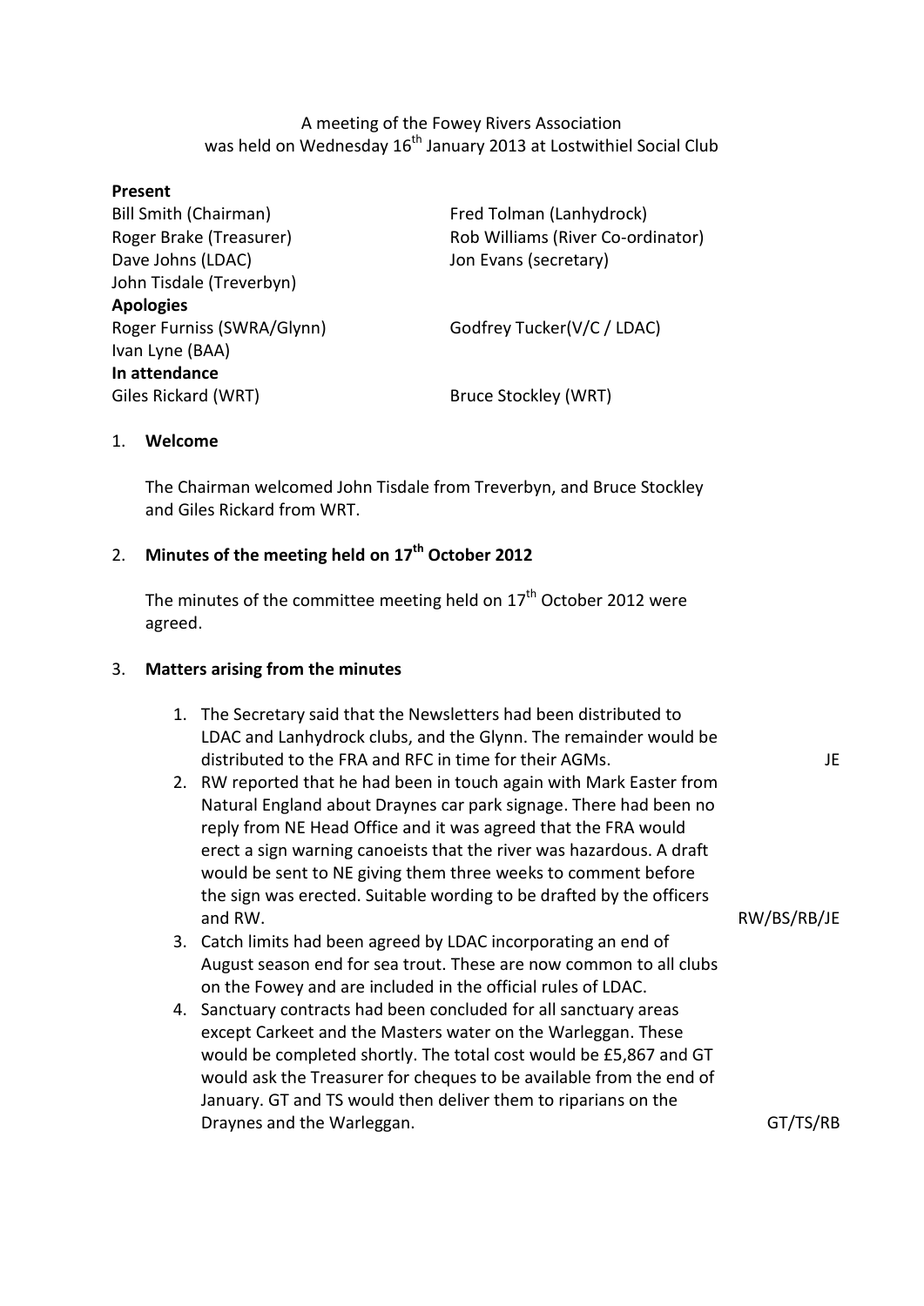A meeting of the Fowey Rivers Association
was held on Wednesday 16th January 2013 at Lostwithiel Social Club

**Present**

Bill Smith (Chairman)
Roger Brake (Treasurer)
Dave Johns (LDAC)
John Tisdale (Treverbyn)
Fred Tolman (Lanhydrock)
Rob Williams (River Co-ordinator)
Jon Evans (secretary)

**Apologies**

Roger Furniss (SWRA/Glynn)
Ivan Lyne (BAA)
Godfrey Tucker(V/C / LDAC)

**In attendance**

Giles Rickard (WRT)
Bruce Stockley (WRT)

1. **Welcome**

   The Chairman welcomed John Tisdale from Treverbyn, and Bruce Stockley and Giles Rickard from WRT.

2. **Minutes of the meeting held on 17th October 2012**

   The minutes of the committee meeting held on 17th October 2012 were agreed.

3. **Matters arising from the minutes**

   1. The Secretary said that the Newsletters had been distributed to LDAC and Lanhydrock clubs, and the Glynn. The remainder would be distributed to the FRA and RFC in time for their AGMs. **JE**
   2. RW reported that he had been in touch again with Mark Easter from Natural England about Draynes car park signage. There had been no reply from NE Head Office and it was agreed that the FRA would erect a sign warning canoeists that the river was hazardous. A draft would be sent to NE giving them three weeks to comment before the sign was erected. Suitable wording to be drafted by the officers and RW. **RW/BS/RB/JE**
   3. Catch limits had been agreed by LDAC incorporating an end of August season end for sea trout. These are now common to all clubs on the Fowey and are included in the official rules of LDAC.
   4. Sanctuary contracts had been concluded for all sanctuary areas except Carkeet and the Masters water on the Warleggan. These would be completed shortly. The total cost would be £5,867 and GT would ask the Treasurer for cheques to be available from the end of January. GT and TS would then deliver them to riparians on the Draynes and the Warleggan. **GT/TS/RB**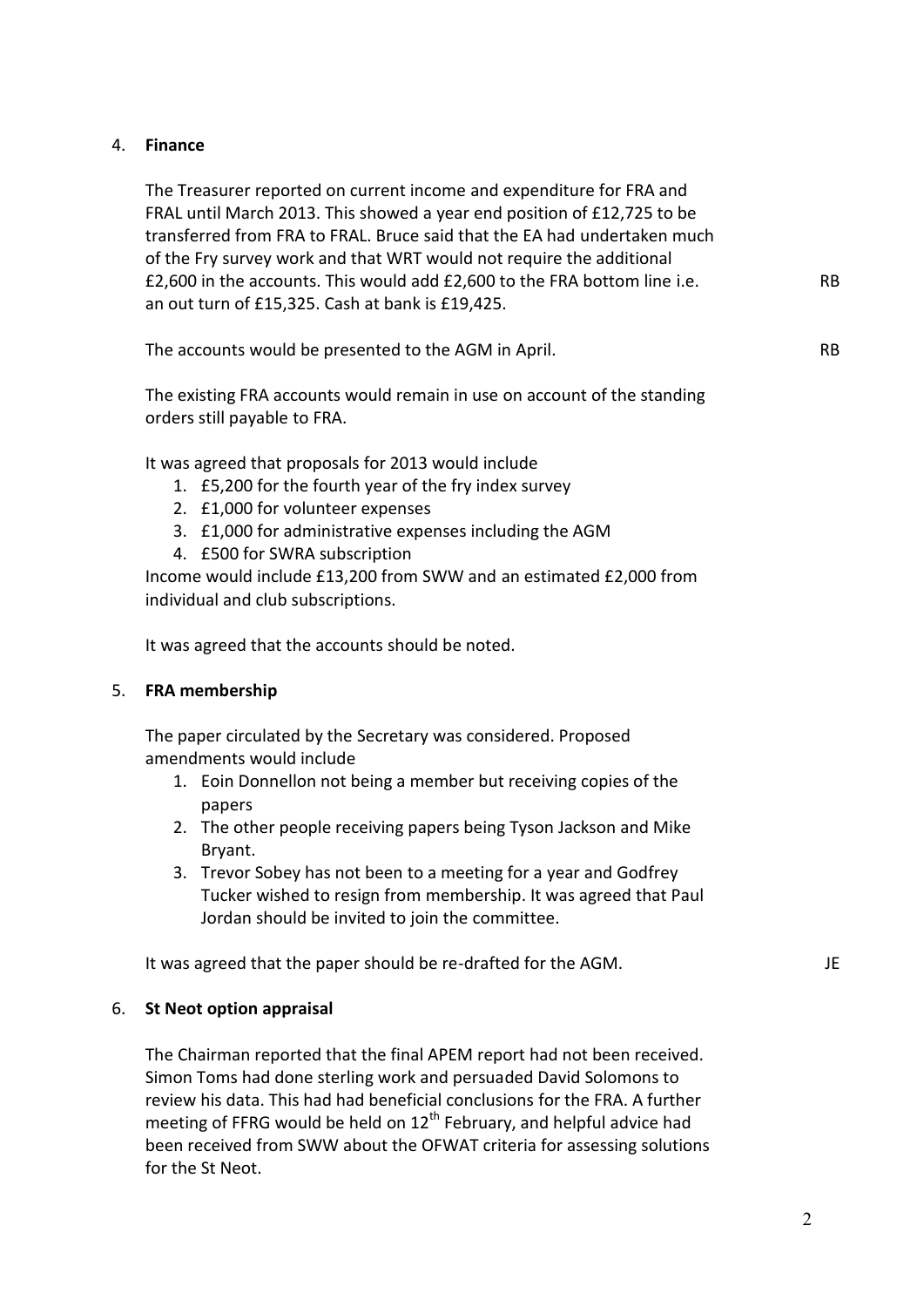4. **Finance**

   The Treasurer reported on current income and expenditure for FRA and FRAL until March 2013. This showed a year end position of £12,725 to be transferred from FRA to FRAL. Bruce said that the EA had undertaken much of the Fry survey work and that WRT would not require the additional £2,600 in the accounts. This would add £2,600 to the FRA bottom line i.e. an out turn of £15,325. Cash at bank is £19,425. **RB**

   The accounts would be presented to the AGM in April. **RB**

   The existing FRA accounts would remain in use on account of the standing orders still payable to FRA.

   It was agreed that proposals for 2013 would include
   1. £5,200 for the fourth year of the fry index survey
   2. £1,000 for volunteer expenses
   3. £1,000 for administrative expenses including the AGM
   4. £500 for SWRA subscription

   Income would include £13,200 from SWW and an estimated £2,000 from individual and club subscriptions.

   It was agreed that the accounts should be noted.

5. **FRA membership**

   The paper circulated by the Secretary was considered. Proposed amendments would include
   1. Eoin Donnellon not being a member but receiving copies of the papers
   2. The other people receiving papers being Tyson Jackson and Mike Bryant.
   3. Trevor Sobey has not been to a meeting for a year and Godfrey Tucker wished to resign from membership. It was agreed that Paul Jordan should be invited to join the committee.

   It was agreed that the paper should be re-drafted for the AGM. **JE**

6. **St Neot option appraisal**

   The Chairman reported that the final APEM report had not been received. Simon Toms had done sterling work and persuaded David Solomons to review his data. This had had beneficial conclusions for the FRA. A further meeting of FFRG would be held on 12th February, and helpful advice had been received from SWW about the OFWAT criteria for assessing solutions for the St Neot.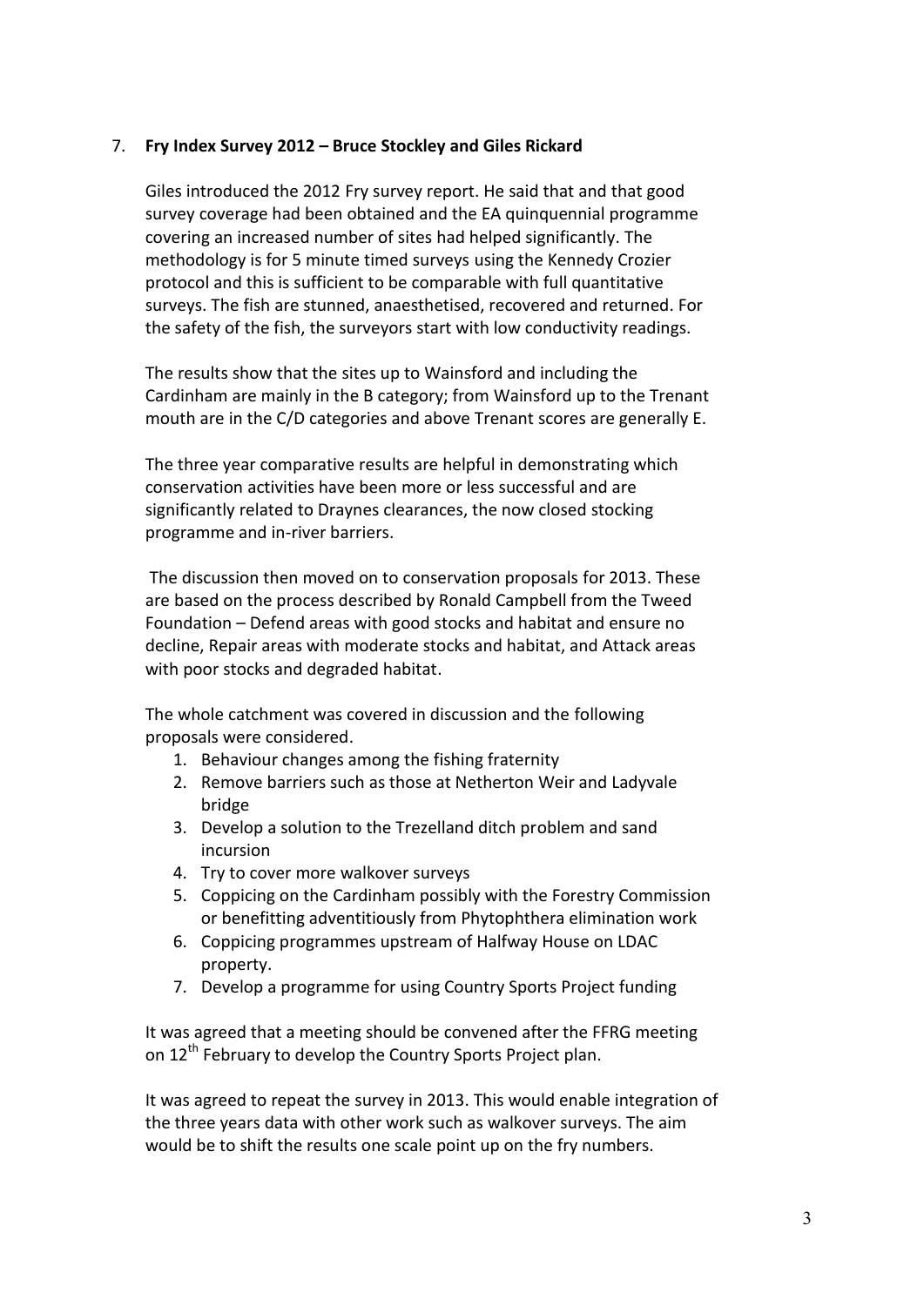7. **Fry Index Survey 2012 – Bruce Stockley and Giles Rickard**

Giles introduced the 2012 Fry survey report. He said that and that good survey coverage had been obtained and the EA quinquennial programme covering an increased number of sites had helped significantly. The methodology is for 5 minute timed surveys using the Kennedy Crozier protocol and this is sufficient to be comparable with full quantitative surveys. The fish are stunned, anaesthetised, recovered and returned. For the safety of the fish, the surveyors start with low conductivity readings.

The results show that the sites up to Wainsford and including the Cardinham are mainly in the B category; from Wainsford up to the Trenant mouth are in the C/D categories and above Trenant scores are generally E.

The three year comparative results are helpful in demonstrating which conservation activities have been more or less successful and are significantly related to Draynes clearances, the now closed stocking programme and in-river barriers.

The discussion then moved on to conservation proposals for 2013. These are based on the process described by Ronald Campbell from the Tweed Foundation – Defend areas with good stocks and habitat and ensure no decline, Repair areas with moderate stocks and habitat, and Attack areas with poor stocks and degraded habitat.

The whole catchment was covered in discussion and the following proposals were considered.

1. Behaviour changes among the fishing fraternity
2. Remove barriers such as those at Netherton Weir and Ladyvale bridge
3. Develop a solution to the Trezelland ditch problem and sand incursion
4. Try to cover more walkover surveys
5. Coppicing on the Cardinham possibly with the Forestry Commission or benefitting adventitiously from Phytophthera elimination work
6. Coppicing programmes upstream of Halfway House on LDAC property.
7. Develop a programme for using Country Sports Project funding

It was agreed that a meeting should be convened after the FFRG meeting on 12th February to develop the Country Sports Project plan.

It was agreed to repeat the survey in 2013. This would enable integration of the three years data with other work such as walkover surveys. The aim would be to shift the results one scale point up on the fry numbers.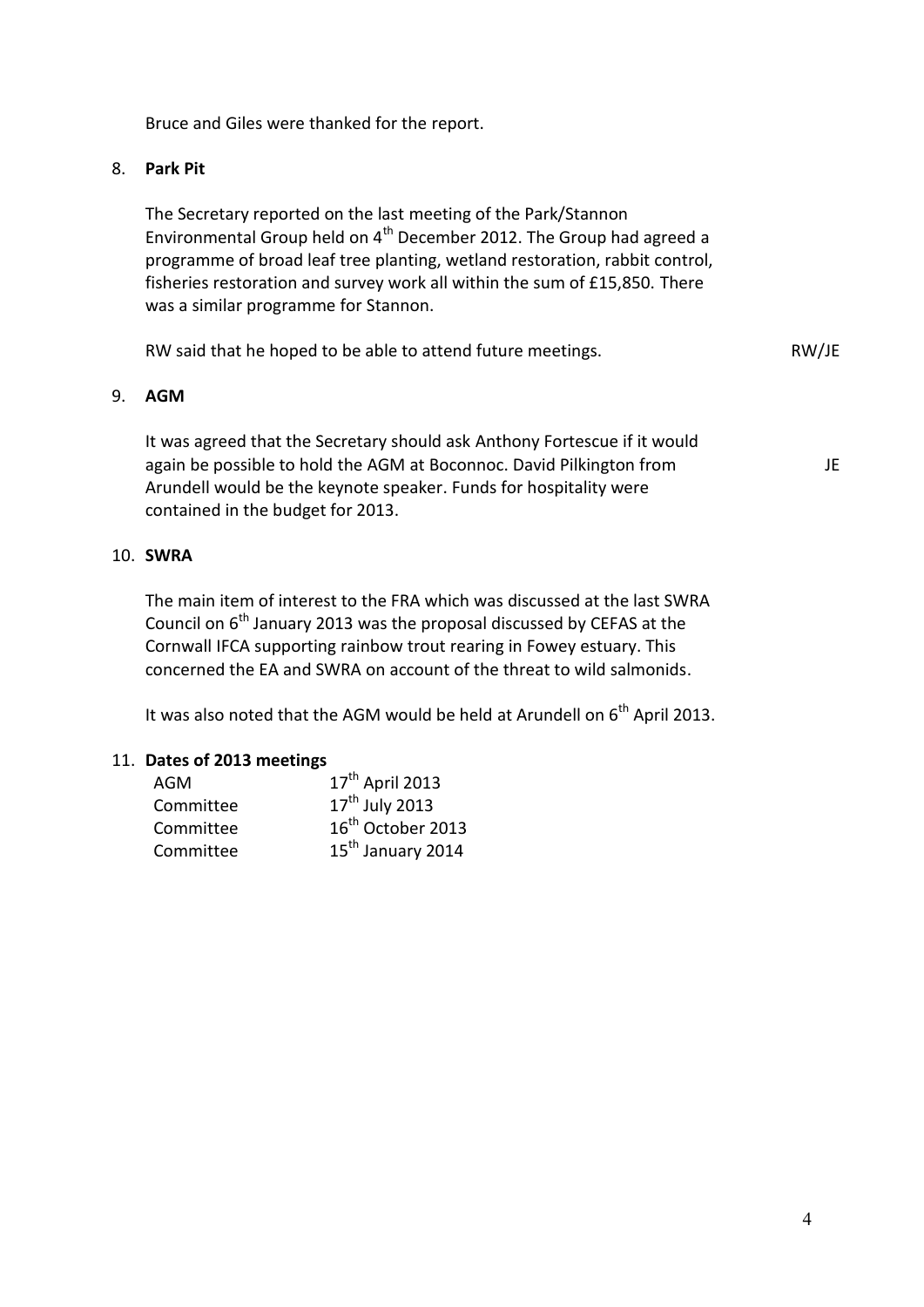Bruce and Giles were thanked for the report.

8. **Park Pit**

   The Secretary reported on the last meeting of the Park/Stannon Environmental Group held on 4th December 2012. The Group had agreed a programme of broad leaf tree planting, wetland restoration, rabbit control, fisheries restoration and survey work all within the sum of £15,850. There was a similar programme for Stannon.

   RW said that he hoped to be able to attend future meetings. **RW/JE**

9. **AGM**

   It was agreed that the Secretary should ask Anthony Fortescue if it would again be possible to hold the AGM at Boconnoc. David Pilkington from Arundell would be the keynote speaker. Funds for hospitality were contained in the budget for 2013. **JE**

10. **SWRA**

    The main item of interest to the FRA which was discussed at the last SWRA Council on 6th January 2013 was the proposal discussed by CEFAS at the Cornwall IFCA supporting rainbow trout rearing in Fowey estuary. This concerned the EA and SWRA on account of the threat to wild salmonids.

    It was also noted that the AGM would be held at Arundell on 6th April 2013.

11. **Dates of 2013 meetings**

| | |
|---|---|
| AGM | 17th April 2013 |
| Committee | 17th July 2013 |
| Committee | 16th October 2013 |
| Committee | 15th January 2014 |